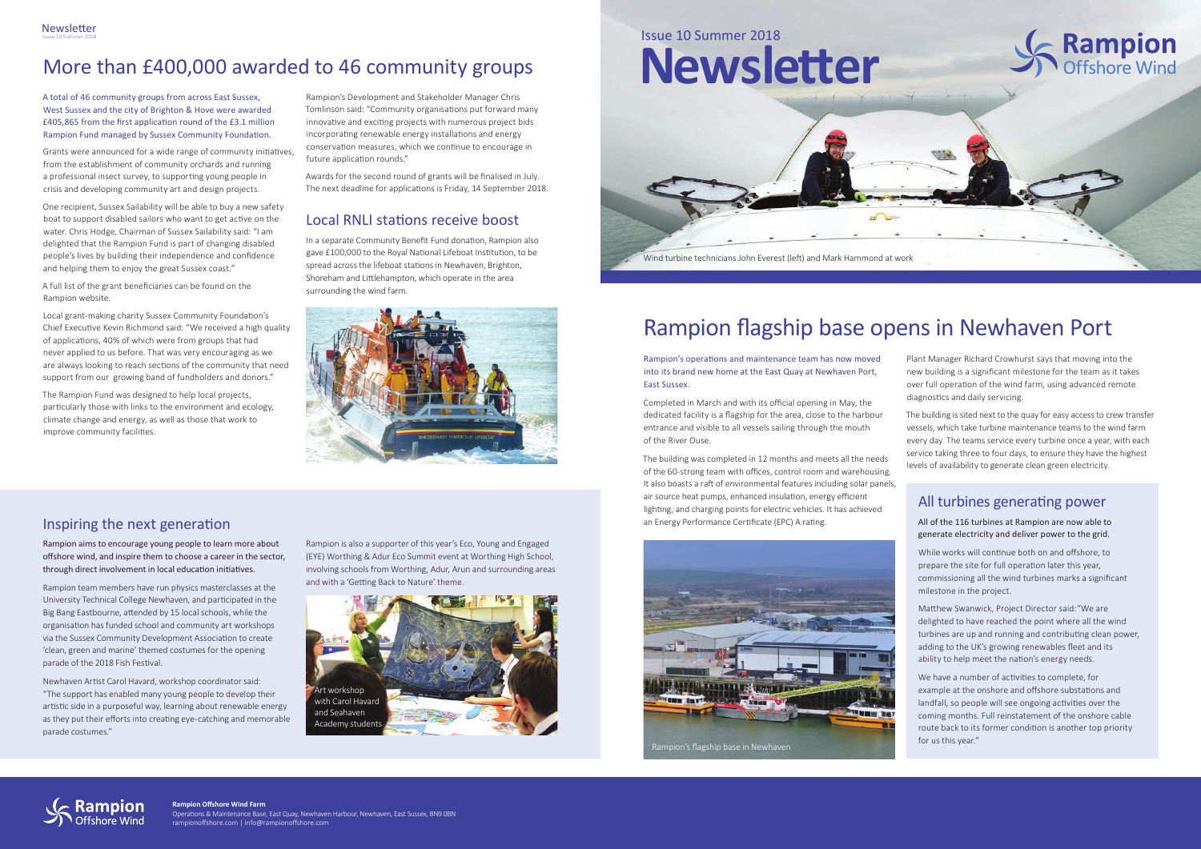# Issue 10 Summer 2018 Newsletter

Rampion Offshore Wind

Wind turbine technicians John Everest (left) and Mark Hammond at work

## Rampion flagship base opens in Newhaven Port

Rampion's operations and maintenance team has now moved into its brand new home at the East Quay at Newhaven Port, East Sussex.

Completed in March and with its official opening in May, the dedicated facility is a flagship for the area, close to the harbour entrance and visible to all vessels sailing through the mouth of the River Ouse.

The building was completed in 12 months and meets all the needs of the 60-strong team with offices, control room and warehousing. It also boasts a raft of environmental features including solar panels, air source heat pumps, enhanced insulation, energy efficient lighting, and charging points for electric vehicles. It has achieved an Energy Performance Certificate (EPC) A rating.

Rampion's flagship base in Newhaven

Plant Manager Richard Crowhurst says that moving into the new building is a significant milestone for the team as it takes over full operation of the wind farm, using advanced remote diagnostics and daily servicing.

The building is sited next to the quay for easy access to crew transfer vessels, which take turbine maintenance teams to the wind farm every day. The teams service every turbine once a year, with each service taking three to four days, to ensure they have the highest levels of availability to generate clean green electricity.

### All turbines generating power

All of the 116 turbines at Rampion are now able to generate electricity and deliver power to the grid.

While works will continue both on and offshore, to prepare the site for full operation later this year, commissioning all the wind turbines marks a significant milestone in the project.

Matthew Swanwick, Project Director said: "We are delighted to have reached the point where all the wind turbines are up and running and contributing clean power, adding to the UK's growing renewables fleet and its ability to help meet the nation's energy needs.

We have a number of activities to complete, for example at the onshore and offshore substations and landfall, so people will see ongoing activities over the coming months. Full reinstatement of the onshore cable route back to its former condition is another top priority for us this year."

## More than £400,000 awarded to 46 community groups

A total of 46 community groups from across East Sussex, West Sussex and the city of Brighton & Hove were awarded £405,865 from the first application round of the £3.1 million Rampion Fund managed by Sussex Community Foundation.

Grants were announced for a wide range of community initiatives, from the establishment of community orchards and running a professional insect survey, to supporting young people in crisis and developing community art and design projects.

One recipient, Sussex Sailability will be able to buy a new safety boat to support disabled sailors who want to get active on the water. Chris Hodge, Chairman of Sussex Sailability said: "I am delighted that the Rampion Fund is part of changing disabled people's lives by building their independence and confidence and helping them to enjoy the great Sussex coast."

A full list of the grant beneficiaries can be found on the Rampion website.

Local grant-making charity Sussex Community Foundation's Chief Executive Kevin Richmond said: "We received a high quality of applications, 40% of which were from groups that had never applied to us before. That was very encouraging as we are always looking to reach sections of the community that need support from our growing band of fundholders and donors."

The Rampion Fund was designed to help local projects, particularly those with links to the environment and ecology, climate change and energy, as well as those that work to improve community facilities.

Rampion's Development and Stakeholder Manager Chris Tomlinson said: "Community organisations put forward many innovative and exciting projects with numerous project bids incorporating renewable energy installations and energy conservation measures, which we continue to encourage in future application rounds."

Awards for the second round of grants will be finalised in July. The next deadline for applications is Friday, 14 September 2018.

### Local RNLI stations receive boost

In a separate Community Benefit Fund donation, Rampion also gave £100,000 to the Royal National Lifeboat Institution, to be spread across the lifeboat stations in Newhaven, Brighton, Shoreham and Littlehampton, which operate in the area surrounding the wind farm.

### Inspiring the next generation

**Rampion aims to encourage young people to learn more about offshore wind, and inspire them to choose a career in the sector, through direct involvement in local education initiatives.**

Rampion team members have run physics masterclasses at the University Technical College Newhaven, and participated in the Big Bang Eastbourne, attended by 15 local schools, while the organisation has funded school and community art workshops via the Sussex Community Development Association to create 'clean, green and marine' themed costumes for the opening parade of the 2018 Fish Festival.

Newhaven Artist Carol Havard, workshop coordinator said: "The support has enabled many young people to develop their artistic side in a purposeful way, learning about renewable energy as they put their efforts into creating eye-catching and memorable parade costumes."

Rampion is also a supporter of this year's Eco, Young and Engaged (EYE) Worthing & Adur Eco Summit event at Worthing High School, involving schools from Worthing, Adur, Arun and surrounding areas and with a 'Getting Back to Nature' theme.

Art workshop with Carol Havard and Seahaven Academy students

**Rampion Offshore Wind Farm**
Operations & Maintenance Base, East Quay, Newhaven Harbour, Newhaven, East Sussex, BN9 0BN
rampionoffshore.com | info@rampionoffshore.com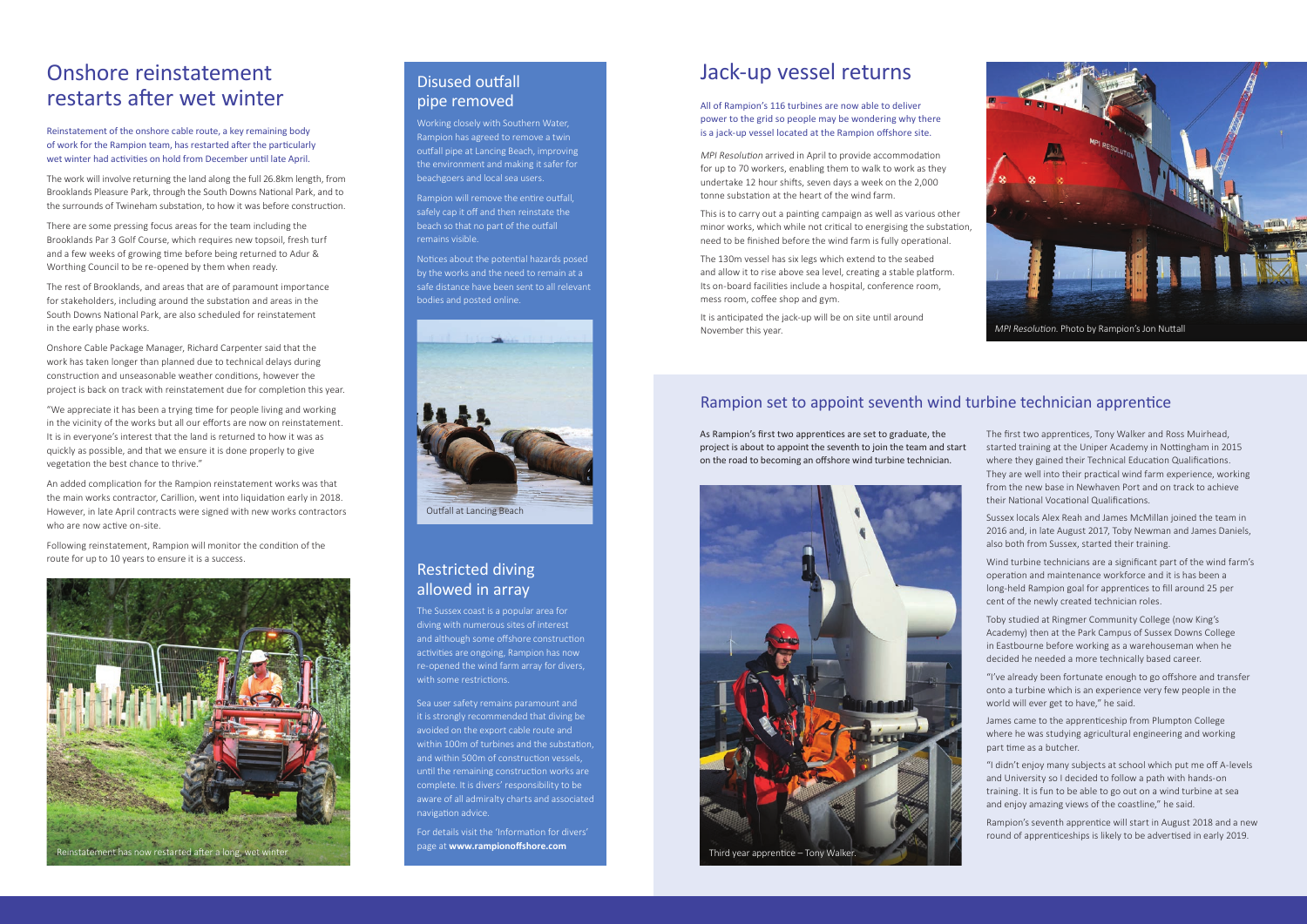# Onshore reinstatement restarts after wet winter

Reinstatement of the onshore cable route, a key remaining body of work for the Rampion team, has restarted after the particularly wet winter had activities on hold from December until late April.

The work will involve returning the land along the full 26.8km length, from Brooklands Pleasure Park, through the South Downs National Park, and to the surrounds of Twineham substation, to how it was before construction.

There are some pressing focus areas for the team including the Brooklands Par 3 Golf Course, which requires new topsoil, fresh turf and a few weeks of growing time before being returned to Adur & Worthing Council to be re-opened by them when ready.

The rest of Brooklands, and areas that are of paramount importance for stakeholders, including around the substation and areas in the South Downs National Park, are also scheduled for reinstatement in the early phase works.

Onshore Cable Package Manager, Richard Carpenter said that the work has taken longer than planned due to technical delays during construction and unseasonable weather conditions, however the project is back on track with reinstatement due for completion this year.

"We appreciate it has been a trying time for people living and working in the vicinity of the works but all our efforts are now on reinstatement. It is in everyone's interest that the land is returned to how it was as quickly as possible, and that we ensure it is done properly to give vegetation the best chance to thrive."

An added complication for the Rampion reinstatement works was that the main works contractor, Carillion, went into liquidation early in 2018. However, in late April contracts were signed with new works contractors who are now active on-site.

Following reinstatement, Rampion will monitor the condition of the route for up to 10 years to ensure it is a success.

Reinstatement has now restarted after a long, wet winter

## Disused outfall pipe removed

Working closely with Southern Water, Rampion has agreed to remove a twin outfall pipe at Lancing Beach, improving the environment and making it safer for beachgoers and local sea users.

Rampion will remove the entire outfall, safely cap it off and then reinstate the beach so that no part of the outfall remains visible.

Notices about the potential hazards posed by the works and the need to remain at a safe distance have been sent to all relevant bodies and posted online.

Outfall at Lancing Beach

## Restricted diving allowed in array

The Sussex coast is a popular area for diving with numerous sites of interest and although some offshore construction activities are ongoing, Rampion has now re-opened the wind farm array for divers, with some restrictions.

Sea user safety remains paramount and it is strongly recommended that diving be avoided on the export cable route and within 100m of turbines and the substation, and within 500m of construction vessels, until the remaining construction works are complete. It is divers' responsibility to be aware of all admiralty charts and associated navigation advice.

For details visit the 'Information for divers' page at **www.rampionoffshore.com**

# Jack-up vessel returns

All of Rampion's 116 turbines are now able to deliver power to the grid so people may be wondering why there is a jack-up vessel located at the Rampion offshore site.

*MPI Resolution* arrived in April to provide accommodation for up to 70 workers, enabling them to walk to work as they undertake 12 hour shifts, seven days a week on the 2,000 tonne substation at the heart of the wind farm.

This is to carry out a painting campaign as well as various other minor works, which while not critical to energising the substation, need to be finished before the wind farm is fully operational.

The 130m vessel has six legs which extend to the seabed and allow it to rise above sea level, creating a stable platform. Its on-board facilities include a hospital, conference room, mess room, coffee shop and gym.

It is anticipated the jack-up will be on site until around November this year.

*MPI Resolution.* Photo by Rampion's Jon Nuttall

## Rampion set to appoint seventh wind turbine technician apprentice

As Rampion's first two apprentices are set to graduate, the project is about to appoint the seventh to join the team and start on the road to becoming an offshore wind turbine technician.

Third year apprentice – Tony Walker.

The first two apprentices, Tony Walker and Ross Muirhead, started training at the Uniper Academy in Nottingham in 2015 where they gained their Technical Education Qualifications. They are well into their practical wind farm experience, working from the new base in Newhaven Port and on track to achieve their National Vocational Qualifications.

Sussex locals Alex Reah and James McMillan joined the team in 2016 and, in late August 2017, Toby Newman and James Daniels, also both from Sussex, started their training.

Wind turbine technicians are a significant part of the wind farm's operation and maintenance workforce and it has been a long-held Rampion goal for apprentices to fill around 25 per cent of the newly created technician roles.

Toby studied at Ringmer Community College (now King's Academy) then at the Park Campus of Sussex Downs College in Eastbourne before working as a warehouseman when he decided he needed a more technically based career.

"I've already been fortunate enough to go offshore and transfer onto a turbine which is an experience very few people in the world will ever get to have," he said.

James came to the apprenticeship from Plumpton College where he was studying agricultural engineering and working part time as a butcher.

"I didn't enjoy many subjects at school which put me off A-levels and University so I decided to follow a path with hands-on training. It is fun to be able to go out on a wind turbine at sea and enjoy amazing views of the coastline," he said.

Rampion's seventh apprentice will start in August 2018 and a new round of apprenticeships is likely to be advertised in early 2019.